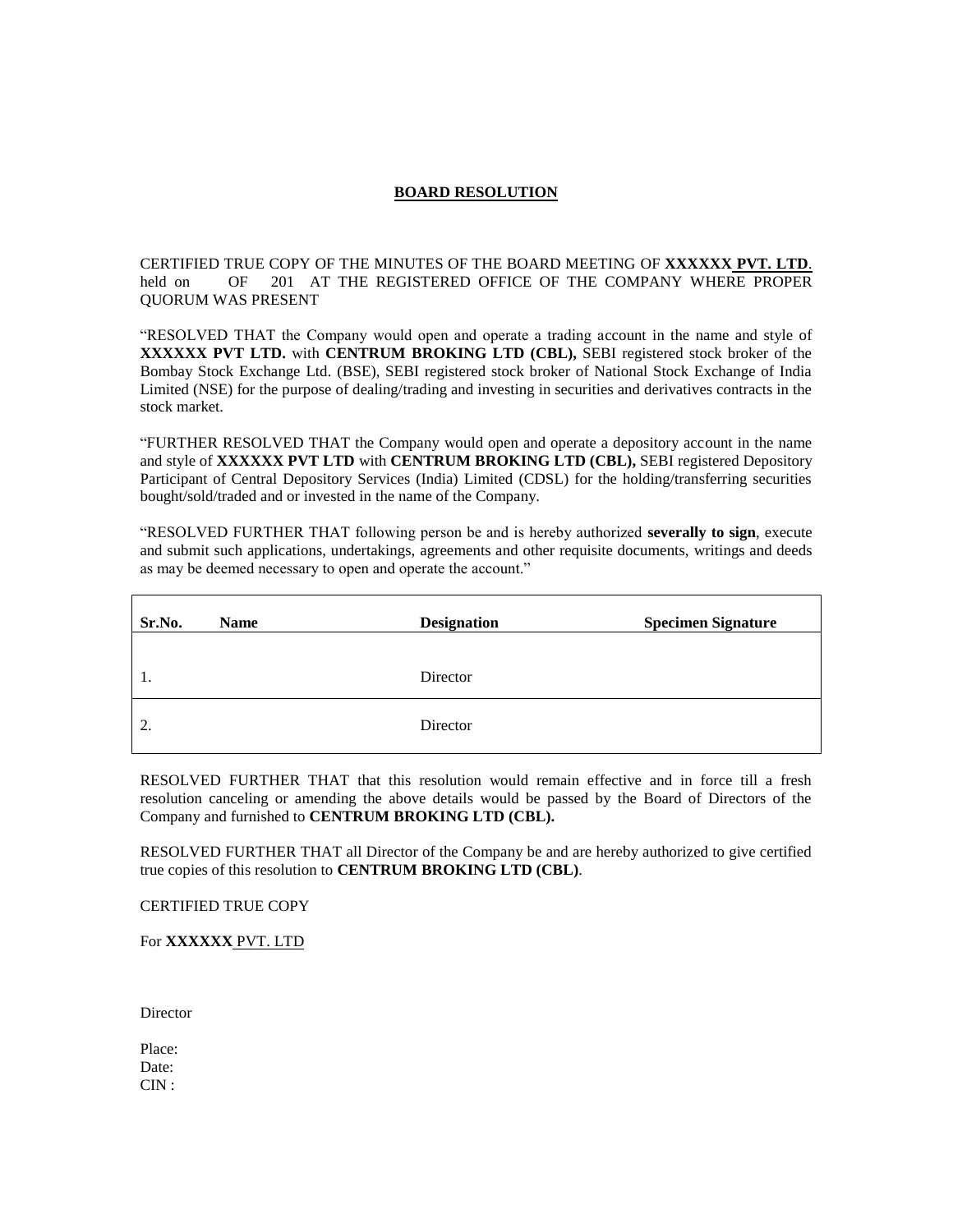## BOARD RESOLUTION

CERTIFIED TRUE COPY OF THE MINUTES OF THE BOARD MEETING OF **XXXXXX PVT. LTD**. held on OF 201 AT THE REGISTERED OFFICE OF THE COMPANY WHERE PROPER QUORUM WAS PRESENT

"RESOLVED THAT the Company would open and operate a trading account in the name and style of **XXXXXX PVT LTD.** with **CENTRUM BROKING LTD (CBL),** SEBI registered stock broker of the Bombay Stock Exchange Ltd. (BSE), SEBI registered stock broker of National Stock Exchange of India Limited (NSE) for the purpose of dealing/trading and investing in securities and derivatives contracts in the stock market.

"FURTHER RESOLVED THAT the Company would open and operate a depository account in the name and style of **XXXXXX PVT LTD** with **CENTRUM BROKING LTD (CBL),** SEBI registered Depository Participant of Central Depository Services (India) Limited (CDSL) for the holding/transferring securities bought/sold/traded and or invested in the name of the Company.

"RESOLVED FURTHER THAT following person be and is hereby authorized **severally to sign**, execute and submit such applications, undertakings, agreements and other requisite documents, writings and deeds as may be deemed necessary to open and operate the account."

| Sr.No. | Name | Designation | Specimen Signature |
|---|---|---|---|
| 1. | | Director | |
| 2. | | Director | |

RESOLVED FURTHER THAT that this resolution would remain effective and in force till a fresh resolution canceling or amending the above details would be passed by the Board of Directors of the Company and furnished to **CENTRUM BROKING LTD (CBL).**

RESOLVED FURTHER THAT all Director of the Company be and are hereby authorized to give certified true copies of this resolution to **CENTRUM BROKING LTD (CBL)**.

CERTIFIED TRUE COPY

For **XXXXXX** PVT. LTD

Director

Place:
Date:
CIN :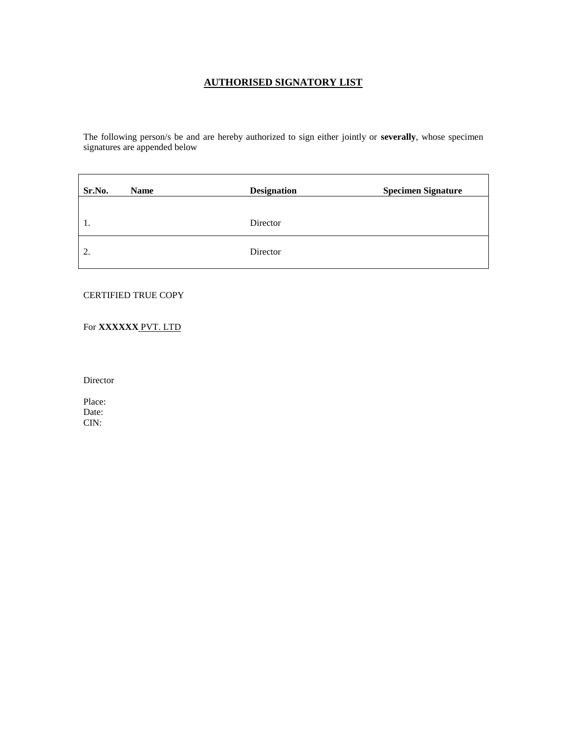# AUTHORISED SIGNATORY LIST

The following person/s be and are hereby authorized to sign either jointly or **severally**, whose specimen signatures are appended below

| Sr.No. | Name | Designation | Specimen Signature |
|---|---|---|---|
| 1. | | Director | |
| 2. | | Director | |

CERTIFIED TRUE COPY

For **XXXXXX** PVT. LTD

Director

Place:
Date:
CIN: